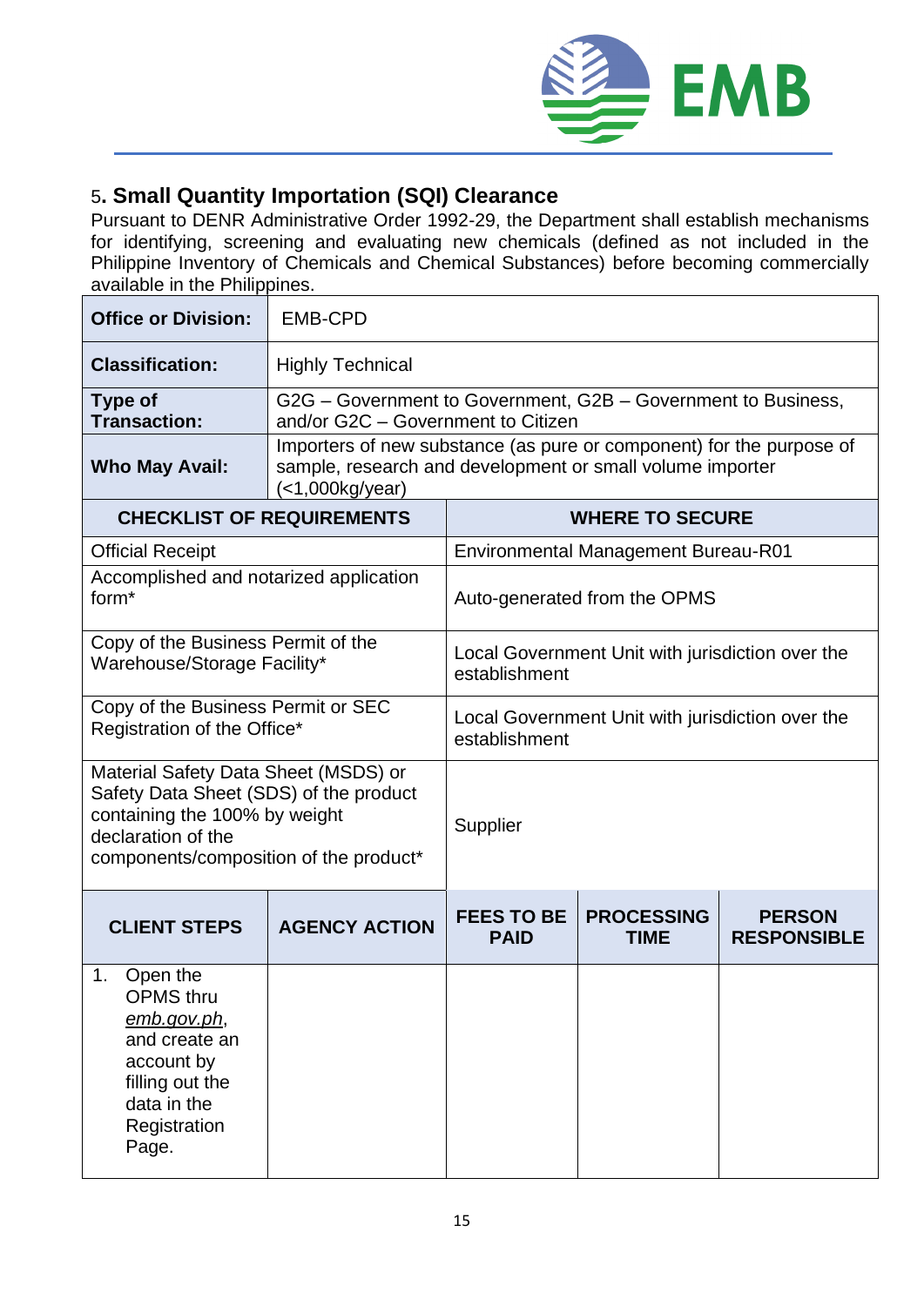## 5. Small Quantity Importation (SQI) Clearance

Pursuant to DENR Administrative Order 1992-29, the Department shall establish mechanisms for identifying, screening and evaluating new chemicals (defined as not included in the Philippine Inventory of Chemicals and Chemical Substances) before becoming commercially available in the Philippines.

| **Office or Division:** | EMB-CPD |
|---|---|
| **Classification:** | Highly Technical |
| **Type of Transaction:** | G2G – Government to Government, G2B – Government to Business, and/or G2C – Government to Citizen |
| **Who May Avail:** | Importers of new substance (as pure or component) for the purpose of sample, research and development or small volume importer (<1,000kg/year) |

| CHECKLIST OF REQUIREMENTS | WHERE TO SECURE |
|---|---|
| Official Receipt | Environmental Management Bureau-R01 |
| Accomplished and notarized application form* | Auto-generated from the OPMS |
| Copy of the Business Permit of the Warehouse/Storage Facility* | Local Government Unit with jurisdiction over the establishment |
| Copy of the Business Permit or SEC Registration of the Office* | Local Government Unit with jurisdiction over the establishment |
| Material Safety Data Sheet (MSDS) or Safety Data Sheet (SDS) of the product containing the 100% by weight declaration of the components/composition of the product* | Supplier |

| CLIENT STEPS | AGENCY ACTION | FEES TO BE PAID | PROCESSING TIME | PERSON RESPONSIBLE |
|---|---|---|---|---|
| 1. Open the OPMS thru *emb.gov.ph*, and create an account by filling out the data in the Registration Page. | | | | |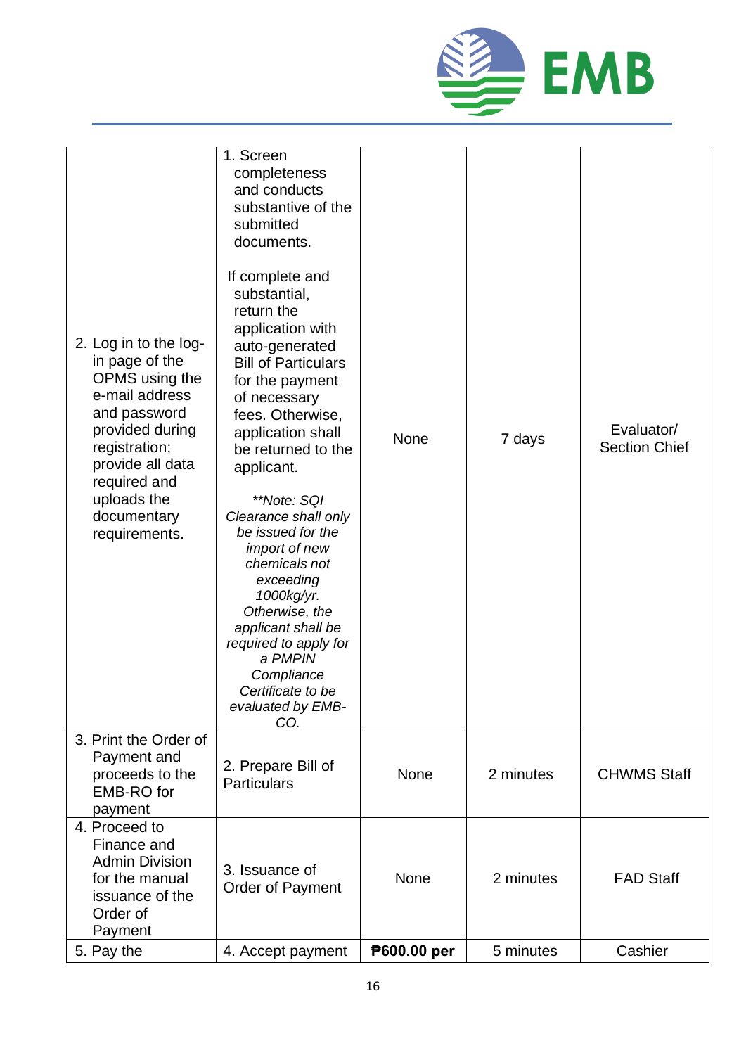| | | | | |
|---|---|---|---|---|
| 2. Log in to the log-in page of the OPMS using the e-mail address and password provided during registration; provide all data required and uploads the documentary requirements. | 1. Screen completeness and conducts substantive of the submitted documents.<br><br>If complete and substantial, return the application with auto-generated Bill of Particulars for the payment of necessary fees. Otherwise, application shall be returned to the applicant.<br><br>*\*\*Note: SQI Clearance shall only be issued for the import of new chemicals not exceeding 1000kg/yr. Otherwise, the applicant shall be required to apply for a PMPIN Compliance Certificate to be evaluated by EMB-CO.* | None | 7 days | Evaluator/ Section Chief |
| 3. Print the Order of Payment and proceeds to the EMB-RO for payment | 2. Prepare Bill of Particulars | None | 2 minutes | CHWMS Staff |
| 4. Proceed to Finance and Admin Division for the manual issuance of the Order of Payment | 3. Issuance of Order of Payment | None | 2 minutes | FAD Staff |
| 5. Pay the | 4. Accept payment | **₱600.00 per** | 5 minutes | Cashier |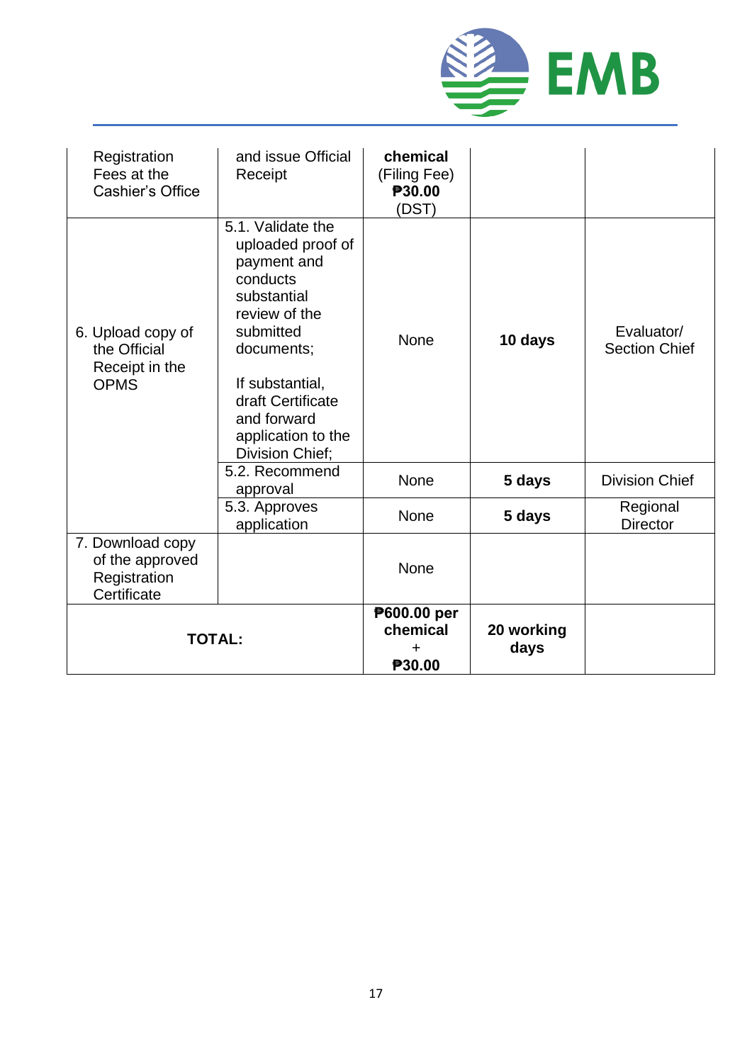| | | | | |
|---|---|---|---|---|
| Registration Fees at the Cashier's Office | and issue Official Receipt | **chemical** (Filing Fee) **₱30.00** (DST) | | |
| 6. Upload copy of the Official Receipt in the OPMS | 5.1. Validate the uploaded proof of payment and conducts substantial review of the submitted documents;<br><br>If substantial, draft Certificate and forward application to the Division Chief; | None | **10 days** | Evaluator/ Section Chief |
| | 5.2. Recommend approval | None | **5 days** | Division Chief |
| | 5.3. Approves application | None | **5 days** | Regional Director |
| 7. Download copy of the approved Registration Certificate | | None | | |
| **TOTAL:** | | **₱600.00 per chemical** + **₱30.00** | **20 working days** | |